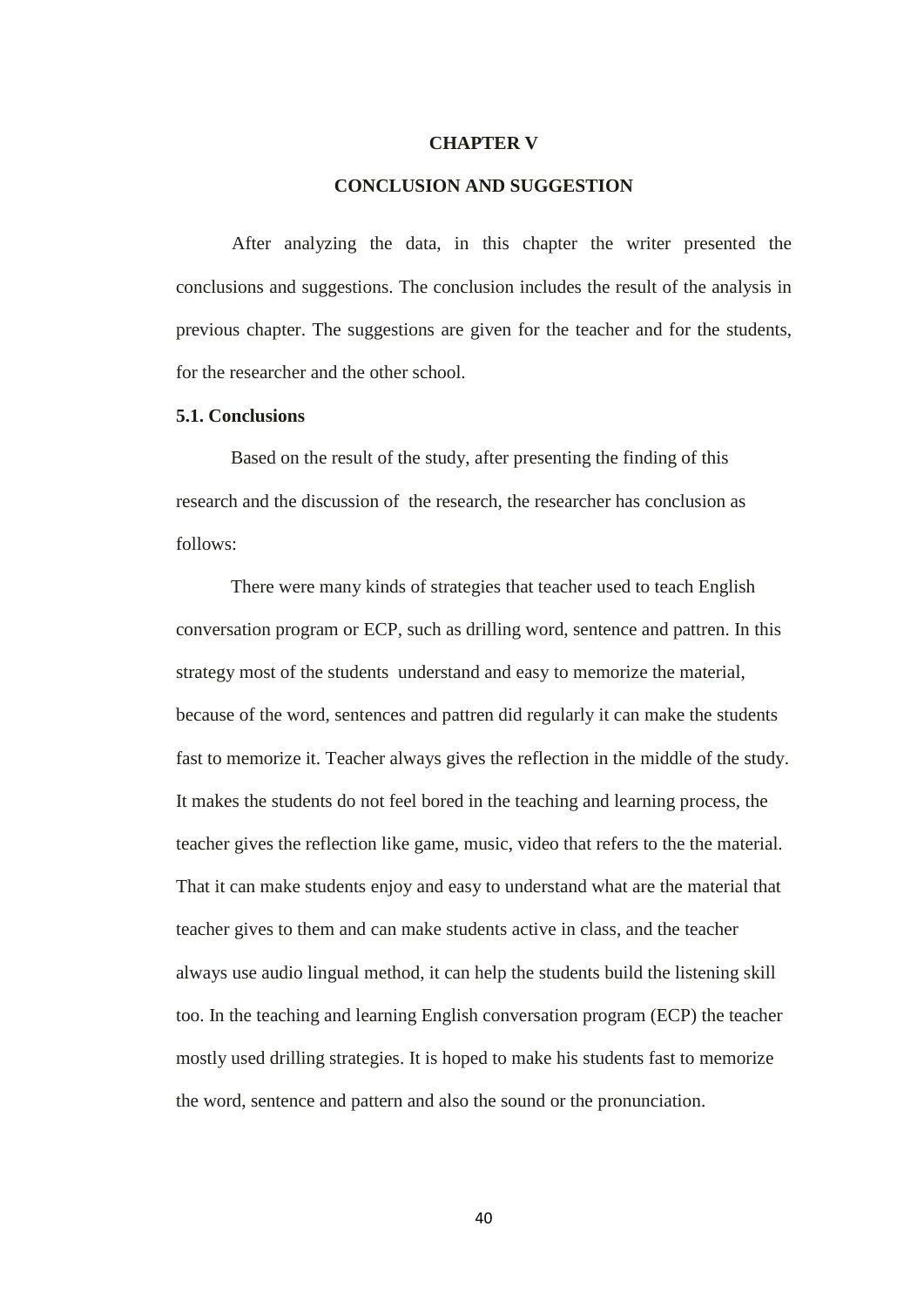# CHAPTER V

# CONCLUSION AND SUGGESTION

After analyzing the data, in this chapter the writer presented the conclusions and suggestions. The conclusion includes the result of the analysis in previous chapter. The suggestions are given for the teacher and for the students, for the researcher and the other school.

## 5.1. Conclusions

Based on the result of the study, after presenting the finding of this research and the discussion of the research, the researcher has conclusion as follows:

There were many kinds of strategies that teacher used to teach English conversation program or ECP, such as drilling word, sentence and pattren. In this strategy most of the students understand and easy to memorize the material, because of the word, sentences and pattren did regularly it can make the students fast to memorize it. Teacher always gives the reflection in the middle of the study. It makes the students do not feel bored in the teaching and learning process, the teacher gives the reflection like game, music, video that refers to the the material. That it can make students enjoy and easy to understand what are the material that teacher gives to them and can make students active in class, and the teacher always use audio lingual method, it can help the students build the listening skill too. In the teaching and learning English conversation program (ECP) the teacher mostly used drilling strategies. It is hoped to make his students fast to memorize the word, sentence and pattern and also the sound or the pronunciation.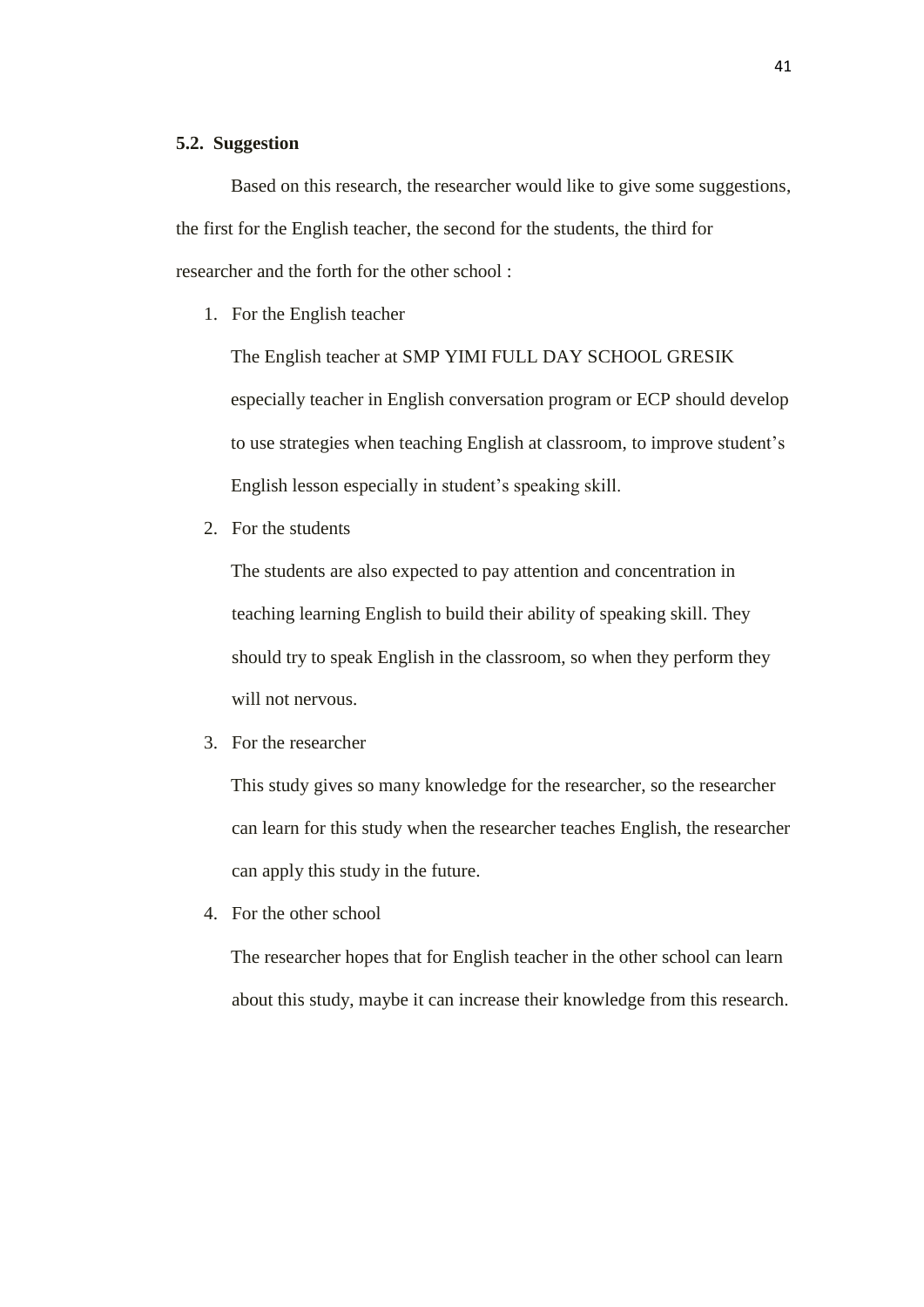## 5.2. Suggestion

Based on this research, the researcher would like to give some suggestions, the first for the English teacher, the second for the students, the third for researcher and the forth for the other school :

1. For the English teacher

   The English teacher at SMP YIMI FULL DAY SCHOOL GRESIK especially teacher in English conversation program or ECP should develop to use strategies when teaching English at classroom, to improve student's English lesson especially in student's speaking skill.

2. For the students

   The students are also expected to pay attention and concentration in teaching learning English to build their ability of speaking skill. They should try to speak English in the classroom, so when they perform they will not nervous.

3. For the researcher

   This study gives so many knowledge for the researcher, so the researcher can learn for this study when the researcher teaches English, the researcher can apply this study in the future.

4. For the other school

   The researcher hopes that for English teacher in the other school can learn about this study, maybe it can increase their knowledge from this research.